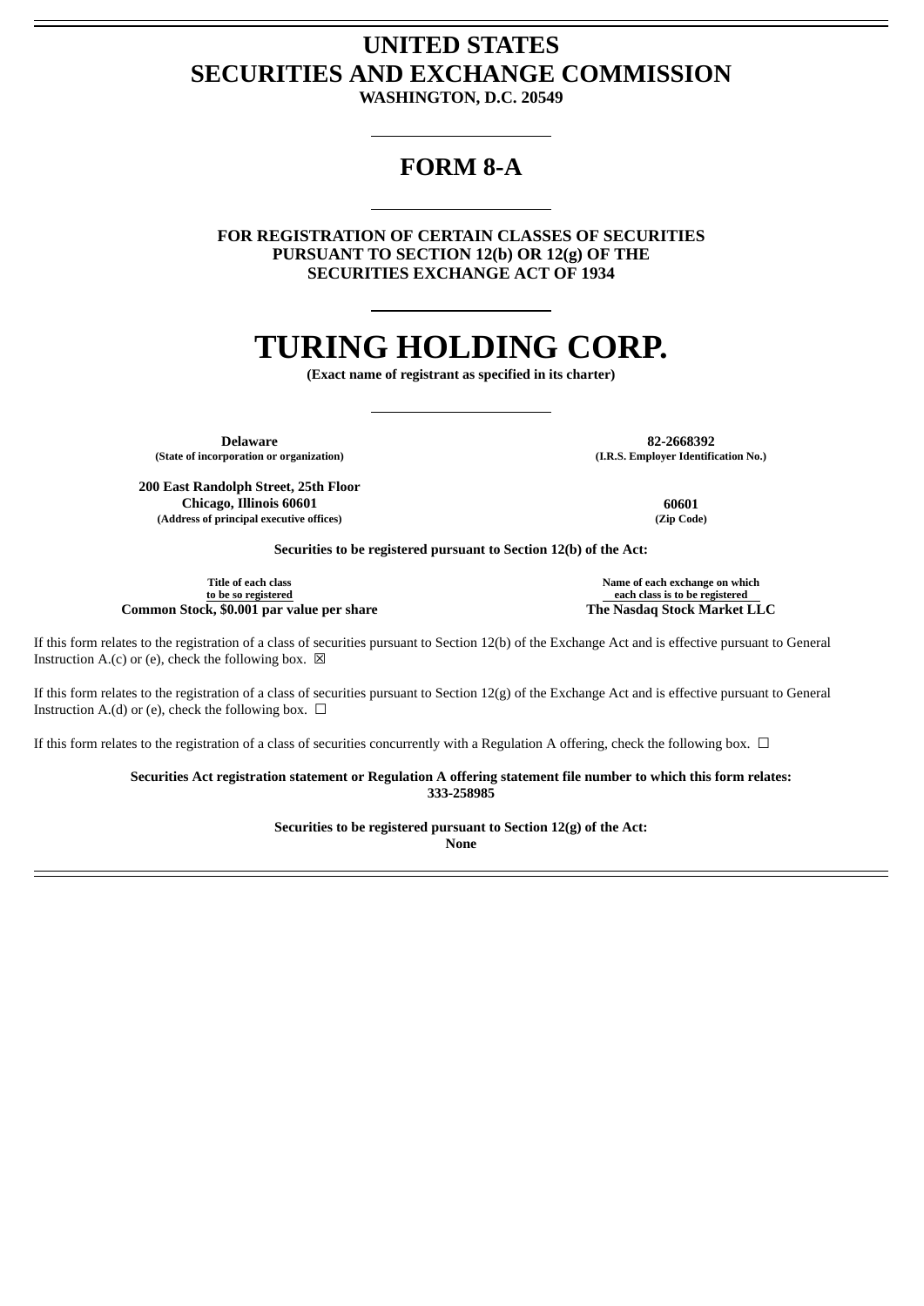# UNITED STATES
# SECURITIES AND EXCHANGE COMMISSION
**WASHINGTON, D.C. 20549**

---

## FORM 8-A

---

**FOR REGISTRATION OF CERTAIN CLASSES OF SECURITIES PURSUANT TO SECTION 12(b) OR 12(g) OF THE SECURITIES EXCHANGE ACT OF 1934**

---

# TURING HOLDING CORP.
**(Exact name of registrant as specified in its charter)**

---

| | |
|---|---|
| **Delaware** | **82-2668392** |
| **(State of incorporation or organization)** | **(I.R.S. Employer Identification No.)** |
| **200 East Randolph Street, 25th Floor Chicago, Illinois 60601** | **60601** |
| **(Address of principal executive offices)** | **(Zip Code)** |

**Securities to be registered pursuant to Section 12(b) of the Act:**

| Title of each class to be so registered | Name of each exchange on which each class is to be registered |
|---|---|
| **Common Stock, $0.001 par value per share** | **The Nasdaq Stock Market LLC** |

If this form relates to the registration of a class of securities pursuant to Section 12(b) of the Exchange Act and is effective pursuant to General Instruction A.(c) or (e), check the following box. ☒

If this form relates to the registration of a class of securities pursuant to Section 12(g) of the Exchange Act and is effective pursuant to General Instruction A.(d) or (e), check the following box. ☐

If this form relates to the registration of a class of securities concurrently with a Regulation A offering, check the following box. ☐

**Securities Act registration statement or Regulation A offering statement file number to which this form relates: 333-258985**

**Securities to be registered pursuant to Section 12(g) of the Act: None**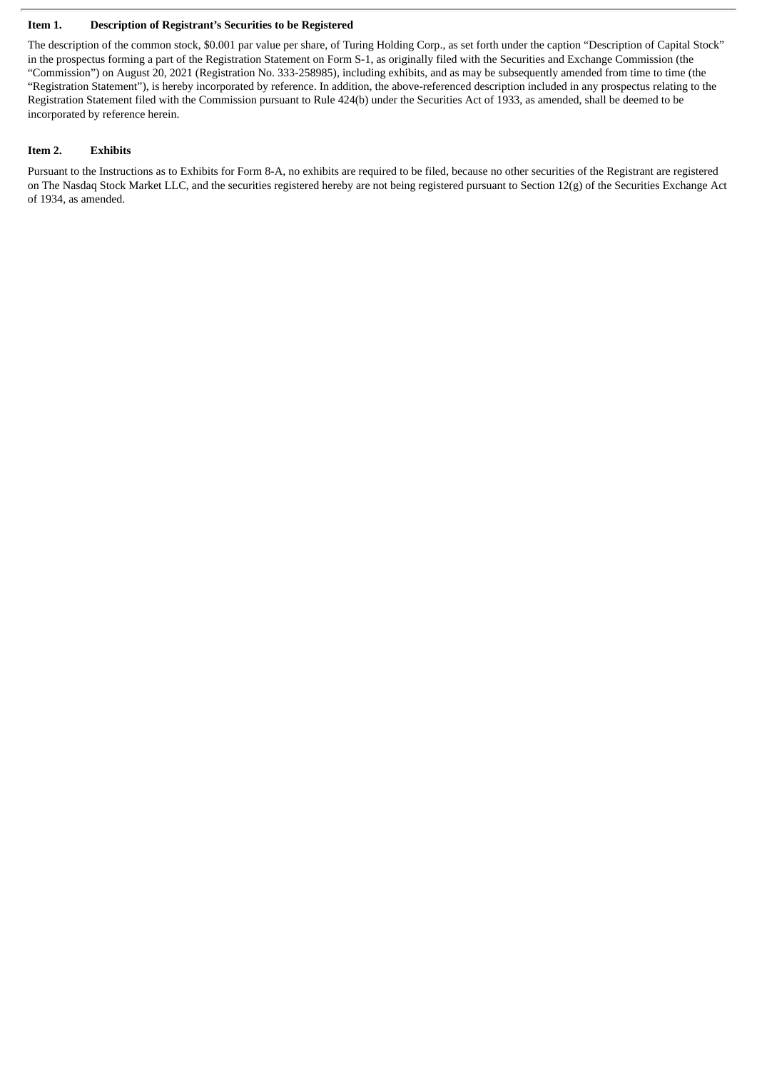### Item 1. Description of Registrant's Securities to be Registered

The description of the common stock, $0.001 par value per share, of Turing Holding Corp., as set forth under the caption "Description of Capital Stock" in the prospectus forming a part of the Registration Statement on Form S-1, as originally filed with the Securities and Exchange Commission (the "Commission") on August 20, 2021 (Registration No. 333-258985), including exhibits, and as may be subsequently amended from time to time (the "Registration Statement"), is hereby incorporated by reference. In addition, the above-referenced description included in any prospectus relating to the Registration Statement filed with the Commission pursuant to Rule 424(b) under the Securities Act of 1933, as amended, shall be deemed to be incorporated by reference herein.

### Item 2. Exhibits

Pursuant to the Instructions as to Exhibits for Form 8-A, no exhibits are required to be filed, because no other securities of the Registrant are registered on The Nasdaq Stock Market LLC, and the securities registered hereby are not being registered pursuant to Section 12(g) of the Securities Exchange Act of 1934, as amended.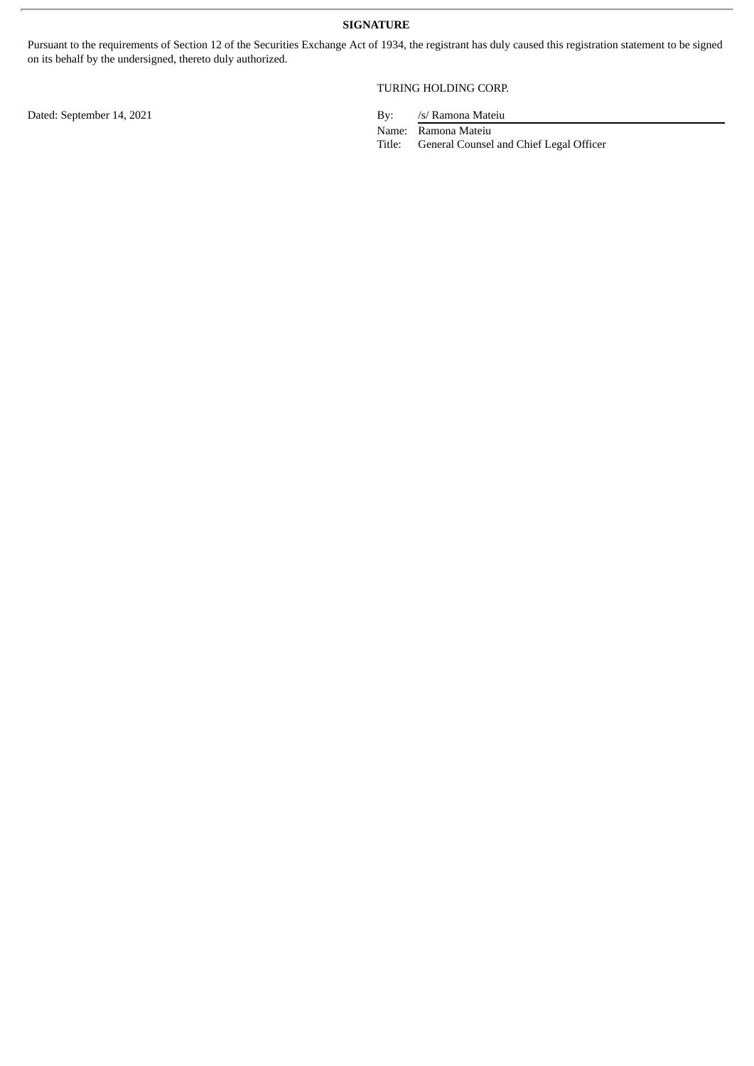**SIGNATURE**

Pursuant to the requirements of Section 12 of the Securities Exchange Act of 1934, the registrant has duly caused this registration statement to be signed on its behalf by the undersigned, thereto duly authorized.

TURING HOLDING CORP.

Dated: September 14, 2021

By: /s/ Ramona Mateiu

Name: Ramona Mateiu

Title: General Counsel and Chief Legal Officer